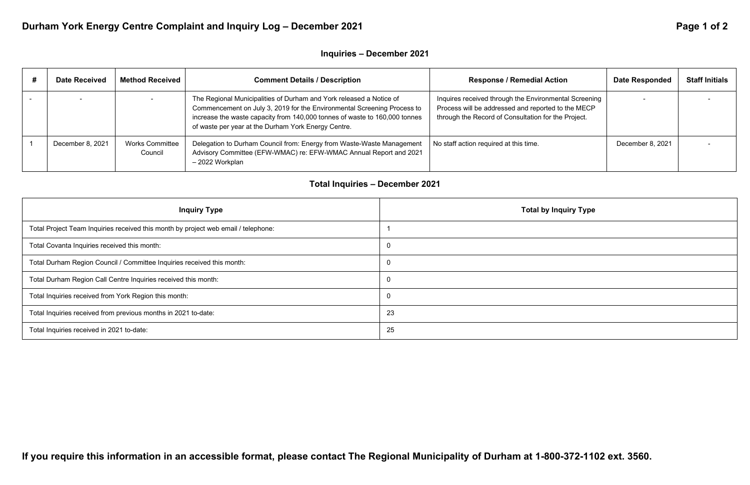# Durham York Energy Centre Complaint and Inquiry Log – December 2021

## Inquiries – December 2021

| # | Date Received | Method Received | Comment Details / Description | Response / Remedial Action | Date Responded | Staff Initials |
|---|---|---|---|---|---|---|
| - | - | - | The Regional Municipalities of Durham and York released a Notice of Commencement on July 3, 2019 for the Environmental Screening Process to increase the waste capacity from 140,000 tonnes of waste to 160,000 tonnes of waste per year at the Durham York Energy Centre. | Inquires received through the Environmental Screening Process will be addressed and reported to the MECP through the Record of Consultation for the Project. | - | - |
| 1 | December 8, 2021 | Works Committee Council | Delegation to Durham Council from: Energy from Waste-Waste Management Advisory Committee (EFW-WMAC) re: EFW-WMAC Annual Report and 2021 – 2022 Workplan | No staff action required at this time. | December 8, 2021 | - |

## Total Inquiries – December 2021

| Inquiry Type | Total by Inquiry Type |
|---|---|
| Total Project Team Inquiries received this month by project web email / telephone: | 1 |
| Total Covanta Inquiries received this month: | 0 |
| Total Durham Region Council / Committee Inquiries received this month: | 0 |
| Total Durham Region Call Centre Inquiries received this month: | 0 |
| Total Inquiries received from York Region this month: | 0 |
| Total Inquiries received from previous months in 2021 to-date: | 23 |
| Total Inquiries received in 2021 to-date: | 25 |

**If you require this information in an accessible format, please contact The Regional Municipality of Durham at 1-800-372-1102 ext. 3560.**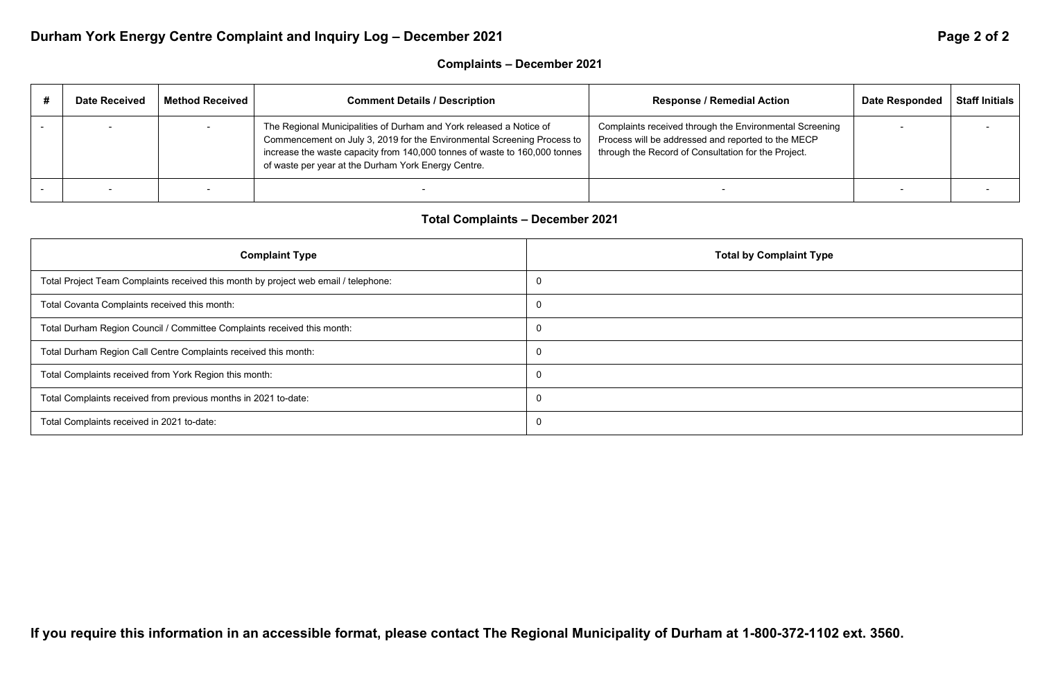## Complaints – December 2021

| # | Date Received | Method Received | Comment Details / Description | Response / Remedial Action | Date Responded | Staff Initials |
|---|---|---|---|---|---|---|
| - | - | - | The Regional Municipalities of Durham and York released a Notice of Commencement on July 3, 2019 for the Environmental Screening Process to increase the waste capacity from 140,000 tonnes of waste to 160,000 tonnes of waste per year at the Durham York Energy Centre. | Complaints received through the Environmental Screening Process will be addressed and reported to the MECP through the Record of Consultation for the Project. | - | - |
| - | - | - | - | - | - | - |

## Total Complaints – December 2021

| Complaint Type | Total by Complaint Type |
|---|---|
| Total Project Team Complaints received this month by project web email / telephone: | 0 |
| Total Covanta Complaints received this month: | 0 |
| Total Durham Region Council / Committee Complaints received this month: | 0 |
| Total Durham Region Call Centre Complaints received this month: | 0 |
| Total Complaints received from York Region this month: | 0 |
| Total Complaints received from previous months in 2021 to-date: | 0 |
| Total Complaints received in 2021 to-date: | 0 |

**If you require this information in an accessible format, please contact The Regional Municipality of Durham at 1-800-372-1102 ext. 3560.**